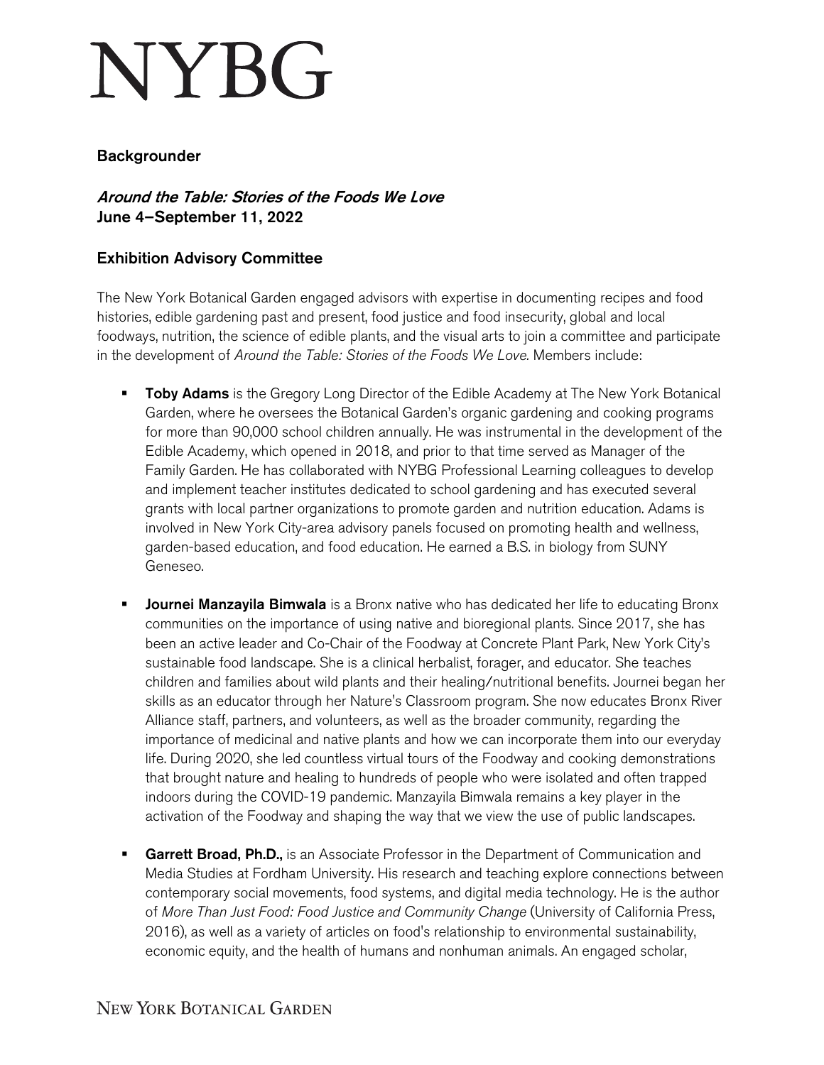# NYBG

## Backgrounder

### *Around the Table: Stories of the Foods We Love*
**June 4–September 11, 2022**

### Exhibition Advisory Committee

The New York Botanical Garden engaged advisors with expertise in documenting recipes and food histories, edible gardening past and present, food justice and food insecurity, global and local foodways, nutrition, the science of edible plants, and the visual arts to join a committee and participate in the development of *Around the Table: Stories of the Foods We Love.* Members include:

- **Toby Adams** is the Gregory Long Director of the Edible Academy at The New York Botanical Garden, where he oversees the Botanical Garden's organic gardening and cooking programs for more than 90,000 school children annually. He was instrumental in the development of the Edible Academy, which opened in 2018, and prior to that time served as Manager of the Family Garden. He has collaborated with NYBG Professional Learning colleagues to develop and implement teacher institutes dedicated to school gardening and has executed several grants with local partner organizations to promote garden and nutrition education. Adams is involved in New York City-area advisory panels focused on promoting health and wellness, garden-based education, and food education. He earned a B.S. in biology from SUNY Geneseo.

- **Journei Manzayila Bimwala** is a Bronx native who has dedicated her life to educating Bronx communities on the importance of using native and bioregional plants. Since 2017, she has been an active leader and Co-Chair of the Foodway at Concrete Plant Park, New York City's sustainable food landscape. She is a clinical herbalist, forager, and educator. She teaches children and families about wild plants and their healing/nutritional benefits. Journei began her skills as an educator through her Nature's Classroom program. She now educates Bronx River Alliance staff, partners, and volunteers, as well as the broader community, regarding the importance of medicinal and native plants and how we can incorporate them into our everyday life. During 2020, she led countless virtual tours of the Foodway and cooking demonstrations that brought nature and healing to hundreds of people who were isolated and often trapped indoors during the COVID-19 pandemic. Manzayila Bimwala remains a key player in the activation of the Foodway and shaping the way that we view the use of public landscapes.

- **Garrett Broad, Ph.D.,** is an Associate Professor in the Department of Communication and Media Studies at Fordham University. His research and teaching explore connections between contemporary social movements, food systems, and digital media technology. He is the author of *More Than Just Food: Food Justice and Community Change* (University of California Press, 2016), as well as a variety of articles on food's relationship to environmental sustainability, economic equity, and the health of humans and nonhuman animals. An engaged scholar,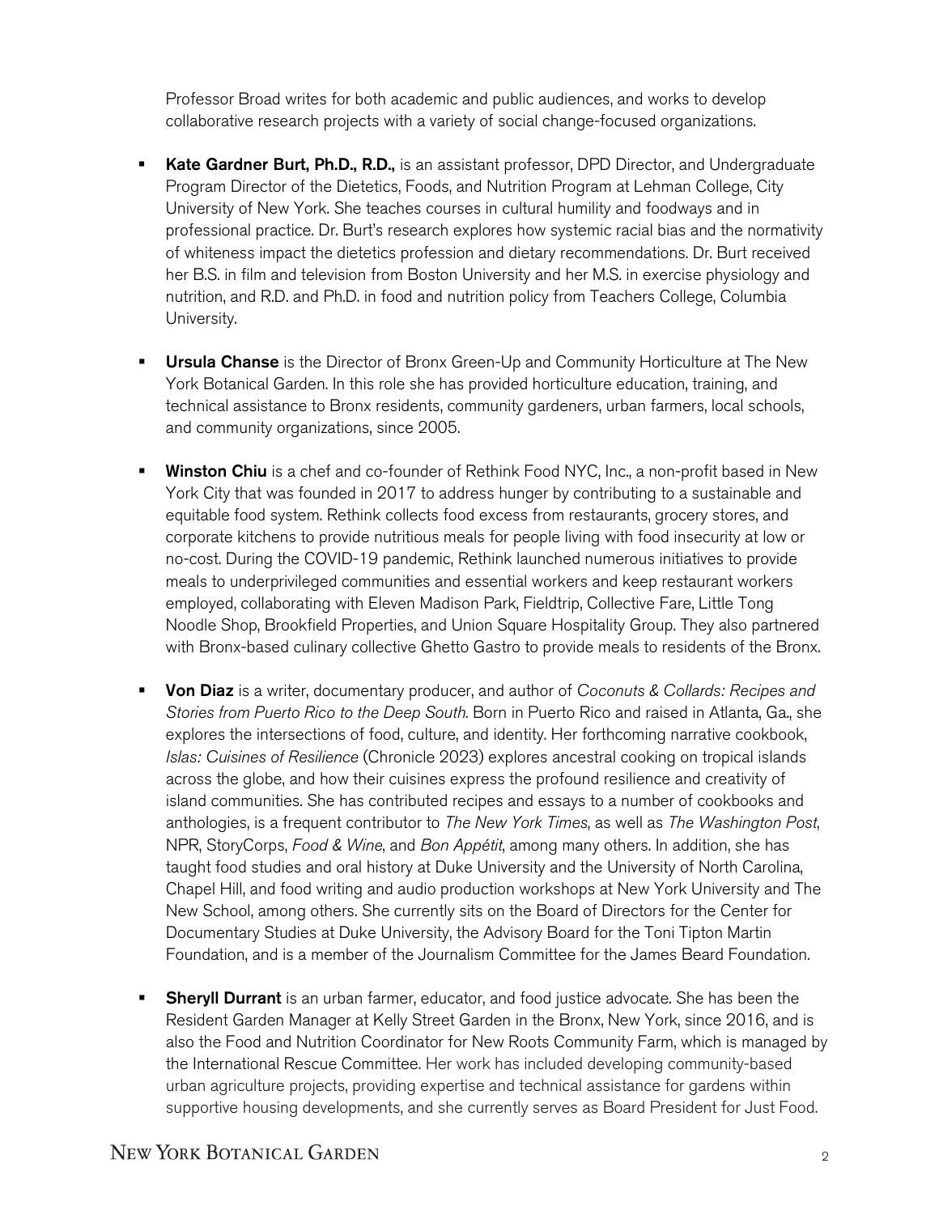Professor Broad writes for both academic and public audiences, and works to develop collaborative research projects with a variety of social change-focused organizations.

- **Kate Gardner Burt, Ph.D., R.D.,** is an assistant professor, DPD Director, and Undergraduate Program Director of the Dietetics, Foods, and Nutrition Program at Lehman College, City University of New York. She teaches courses in cultural humility and foodways and in professional practice. Dr. Burt's research explores how systemic racial bias and the normativity of whiteness impact the dietetics profession and dietary recommendations. Dr. Burt received her B.S. in film and television from Boston University and her M.S. in exercise physiology and nutrition, and R.D. and Ph.D. in food and nutrition policy from Teachers College, Columbia University.

- **Ursula Chanse** is the Director of Bronx Green-Up and Community Horticulture at The New York Botanical Garden. In this role she has provided horticulture education, training, and technical assistance to Bronx residents, community gardeners, urban farmers, local schools, and community organizations, since 2005.

- **Winston Chiu** is a chef and co-founder of Rethink Food NYC, Inc., a non-profit based in New York City that was founded in 2017 to address hunger by contributing to a sustainable and equitable food system. Rethink collects food excess from restaurants, grocery stores, and corporate kitchens to provide nutritious meals for people living with food insecurity at low or no-cost. During the COVID-19 pandemic, Rethink launched numerous initiatives to provide meals to underprivileged communities and essential workers and keep restaurant workers employed, collaborating with Eleven Madison Park, Fieldtrip, Collective Fare, Little Tong Noodle Shop, Brookfield Properties, and Union Square Hospitality Group. They also partnered with Bronx-based culinary collective Ghetto Gastro to provide meals to residents of the Bronx.

- **Von Diaz** is a writer, documentary producer, and author of *Coconuts & Collards: Recipes and Stories from Puerto Rico to the Deep South*. Born in Puerto Rico and raised in Atlanta, Ga., she explores the intersections of food, culture, and identity. Her forthcoming narrative cookbook, *Islas: Cuisines of Resilience* (Chronicle 2023) explores ancestral cooking on tropical islands across the globe, and how their cuisines express the profound resilience and creativity of island communities. She has contributed recipes and essays to a number of cookbooks and anthologies, is a frequent contributor to *The New York Times*, as well as *The Washington Post*, NPR, StoryCorps, *Food & Wine*, and *Bon Appétit*, among many others. In addition, she has taught food studies and oral history at Duke University and the University of North Carolina, Chapel Hill, and food writing and audio production workshops at New York University and The New School, among others. She currently sits on the Board of Directors for the Center for Documentary Studies at Duke University, the Advisory Board for the Toni Tipton Martin Foundation, and is a member of the Journalism Committee for the James Beard Foundation.

- **Sheryll Durrant** is an urban farmer, educator, and food justice advocate. She has been the Resident Garden Manager at Kelly Street Garden in the Bronx, New York, since 2016, and is also the Food and Nutrition Coordinator for New Roots Community Farm, which is managed by the International Rescue Committee. Her work has included developing community-based urban agriculture projects, providing expertise and technical assistance for gardens within supportive housing developments, and she currently serves as Board President for Just Food.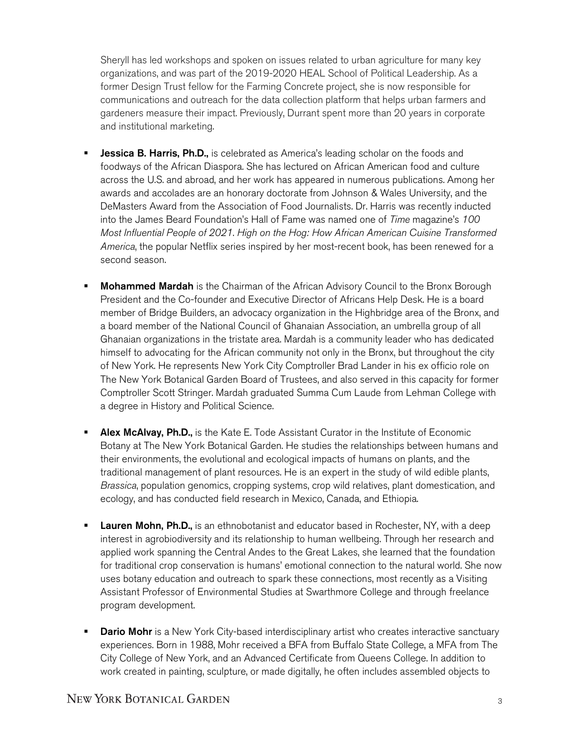Sheryll has led workshops and spoken on issues related to urban agriculture for many key organizations, and was part of the 2019-2020 HEAL School of Political Leadership. As a former Design Trust fellow for the Farming Concrete project, she is now responsible for communications and outreach for the data collection platform that helps urban farmers and gardeners measure their impact. Previously, Durrant spent more than 20 years in corporate and institutional marketing.

- **Jessica B. Harris, Ph.D.,** is celebrated as America's leading scholar on the foods and foodways of the African Diaspora. She has lectured on African American food and culture across the U.S. and abroad, and her work has appeared in numerous publications. Among her awards and accolades are an honorary doctorate from Johnson & Wales University, and the DeMasters Award from the Association of Food Journalists. Dr. Harris was recently inducted into the James Beard Foundation's Hall of Fame was named one of *Time* magazine's *100 Most Influential People of 2021*. *High on the Hog: How African American Cuisine Transformed America*, the popular Netflix series inspired by her most-recent book, has been renewed for a second season.

- **Mohammed Mardah** is the Chairman of the African Advisory Council to the Bronx Borough President and the Co-founder and Executive Director of Africans Help Desk. He is a board member of Bridge Builders, an advocacy organization in the Highbridge area of the Bronx, and a board member of the National Council of Ghanaian Association, an umbrella group of all Ghanaian organizations in the tristate area. Mardah is a community leader who has dedicated himself to advocating for the African community not only in the Bronx, but throughout the city of New York. He represents New York City Comptroller Brad Lander in his ex officio role on The New York Botanical Garden Board of Trustees, and also served in this capacity for former Comptroller Scott Stringer. Mardah graduated Summa Cum Laude from Lehman College with a degree in History and Political Science.

- **Alex McAlvay, Ph.D.,** is the Kate E. Tode Assistant Curator in the Institute of Economic Botany at The New York Botanical Garden. He studies the relationships between humans and their environments, the evolutional and ecological impacts of humans on plants, and the traditional management of plant resources. He is an expert in the study of wild edible plants, *Brassica*, population genomics, cropping systems, crop wild relatives, plant domestication, and ecology, and has conducted field research in Mexico, Canada, and Ethiopia.

- **Lauren Mohn, Ph.D.,** is an ethnobotanist and educator based in Rochester, NY, with a deep interest in agrobiodiversity and its relationship to human wellbeing. Through her research and applied work spanning the Central Andes to the Great Lakes, she learned that the foundation for traditional crop conservation is humans' emotional connection to the natural world. She now uses botany education and outreach to spark these connections, most recently as a Visiting Assistant Professor of Environmental Studies at Swarthmore College and through freelance program development.

- **Dario Mohr** is a New York City-based interdisciplinary artist who creates interactive sanctuary experiences. Born in 1988, Mohr received a BFA from Buffalo State College, a MFA from The City College of New York, and an Advanced Certificate from Queens College. In addition to work created in painting, sculpture, or made digitally, he often includes assembled objects to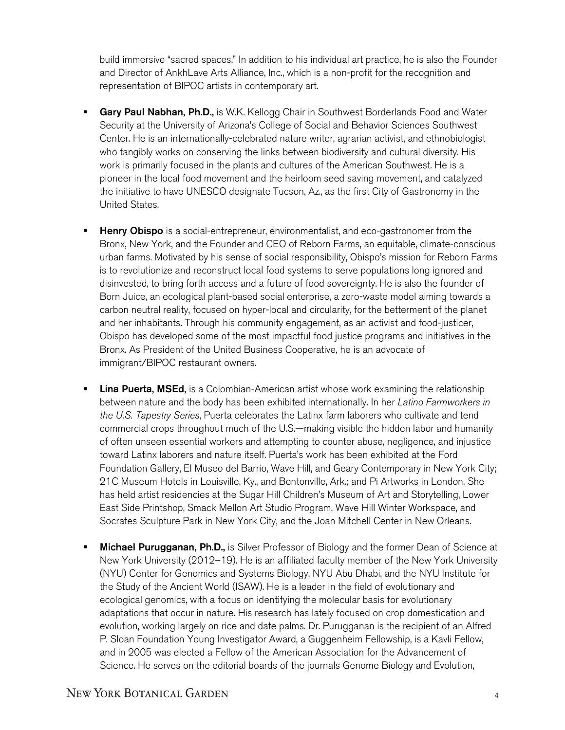build immersive "sacred spaces." In addition to his individual art practice, he is also the Founder and Director of AnkhLave Arts Alliance, Inc., which is a non-profit for the recognition and representation of BIPOC artists in contemporary art.

- **Gary Paul Nabhan, Ph.D.,** is W.K. Kellogg Chair in Southwest Borderlands Food and Water Security at the University of Arizona's College of Social and Behavior Sciences Southwest Center. He is an internationally-celebrated nature writer, agrarian activist, and ethnobiologist who tangibly works on conserving the links between biodiversity and cultural diversity. His work is primarily focused in the plants and cultures of the American Southwest. He is a pioneer in the local food movement and the heirloom seed saving movement, and catalyzed the initiative to have UNESCO designate Tucson, Az., as the first City of Gastronomy in the United States.

- **Henry Obispo** is a social-entrepreneur, environmentalist, and eco-gastronomer from the Bronx, New York, and the Founder and CEO of Reborn Farms, an equitable, climate-conscious urban farms. Motivated by his sense of social responsibility, Obispo's mission for Reborn Farms is to revolutionize and reconstruct local food systems to serve populations long ignored and disinvested, to bring forth access and a future of food sovereignty. He is also the founder of Born Juice, an ecological plant-based social enterprise, a zero-waste model aiming towards a carbon neutral reality, focused on hyper-local and circularity, for the betterment of the planet and her inhabitants. Through his community engagement, as an activist and food-justicer, Obispo has developed some of the most impactful food justice programs and initiatives in the Bronx. As President of the United Business Cooperative, he is an advocate of immigrant/BIPOC restaurant owners.

- **Lina Puerta, MSEd,** is a Colombian-American artist whose work examining the relationship between nature and the body has been exhibited internationally. In her *Latino Farmworkers in the U.S. Tapestry Series*, Puerta celebrates the Latinx farm laborers who cultivate and tend commercial crops throughout much of the U.S.—making visible the hidden labor and humanity of often unseen essential workers and attempting to counter abuse, negligence, and injustice toward Latinx laborers and nature itself. Puerta's work has been exhibited at the Ford Foundation Gallery, El Museo del Barrio, Wave Hill, and Geary Contemporary in New York City; 21C Museum Hotels in Louisville, Ky., and Bentonville, Ark.; and Pi Artworks in London. She has held artist residencies at the Sugar Hill Children's Museum of Art and Storytelling, Lower East Side Printshop, Smack Mellon Art Studio Program, Wave Hill Winter Workspace, and Socrates Sculpture Park in New York City, and the Joan Mitchell Center in New Orleans.

- **Michael Purugganan, Ph.D.,** is Silver Professor of Biology and the former Dean of Science at New York University (2012–19). He is an affiliated faculty member of the New York University (NYU) Center for Genomics and Systems Biology, NYU Abu Dhabi, and the NYU Institute for the Study of the Ancient World (ISAW). He is a leader in the field of evolutionary and ecological genomics, with a focus on identifying the molecular basis for evolutionary adaptations that occur in nature. His research has lately focused on crop domestication and evolution, working largely on rice and date palms. Dr. Purugganan is the recipient of an Alfred P. Sloan Foundation Young Investigator Award, a Guggenheim Fellowship, is a Kavli Fellow, and in 2005 was elected a Fellow of the American Association for the Advancement of Science. He serves on the editorial boards of the journals Genome Biology and Evolution,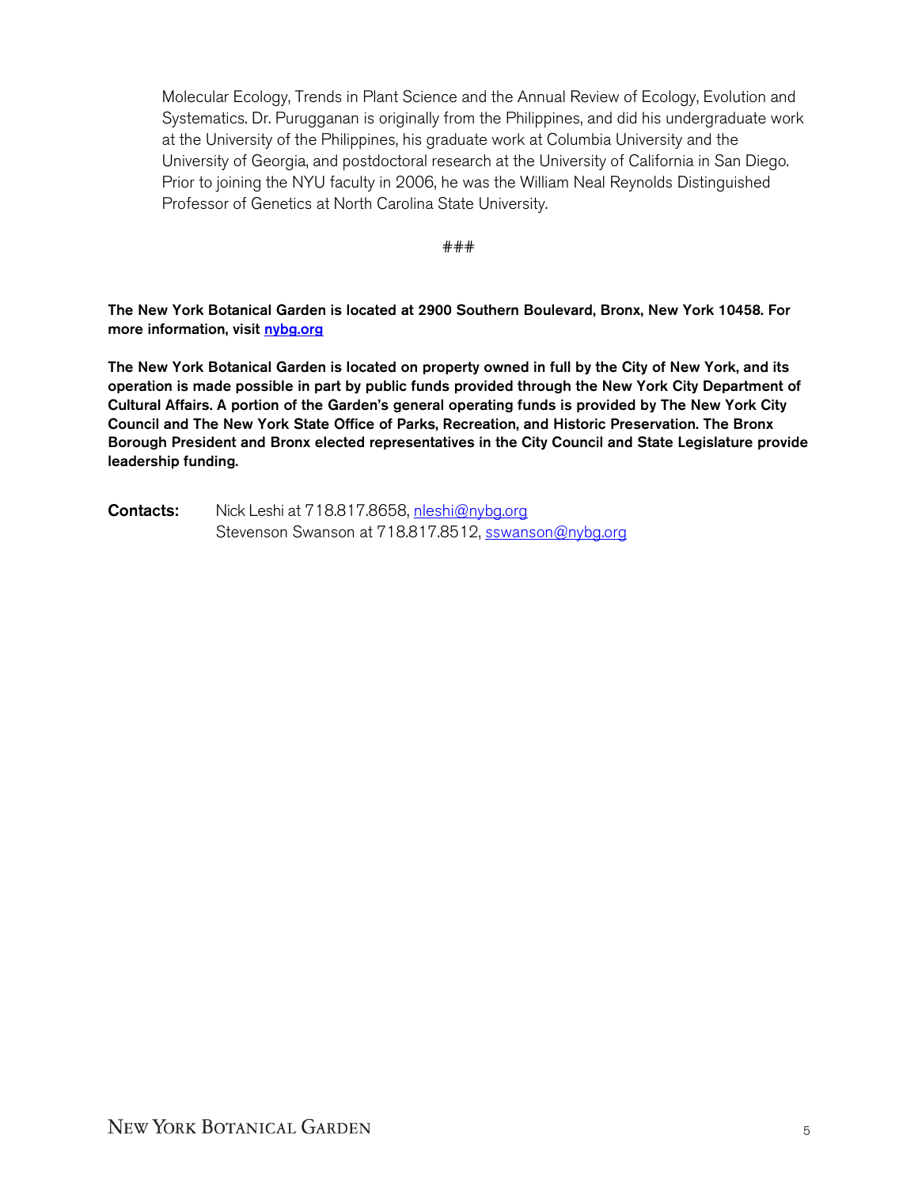Molecular Ecology, Trends in Plant Science and the Annual Review of Ecology, Evolution and Systematics. Dr. Purugganan is originally from the Philippines, and did his undergraduate work at the University of the Philippines, his graduate work at Columbia University and the University of Georgia, and postdoctoral research at the University of California in San Diego. Prior to joining the NYU faculty in 2006, he was the William Neal Reynolds Distinguished Professor of Genetics at North Carolina State University.

###

**The New York Botanical Garden is located at 2900 Southern Boulevard, Bronx, New York 10458. For more information, visit [nybg.org](nybg.org)**

**The New York Botanical Garden is located on property owned in full by the City of New York, and its operation is made possible in part by public funds provided through the New York City Department of Cultural Affairs. A portion of the Garden's general operating funds is provided by The New York City Council and The New York State Office of Parks, Recreation, and Historic Preservation. The Bronx Borough President and Bronx elected representatives in the City Council and State Legislature provide leadership funding.**

**Contacts:** Nick Leshi at 718.817.8658, nleshi@nybg.org
Stevenson Swanson at 718.817.8512, sswanson@nybg.org